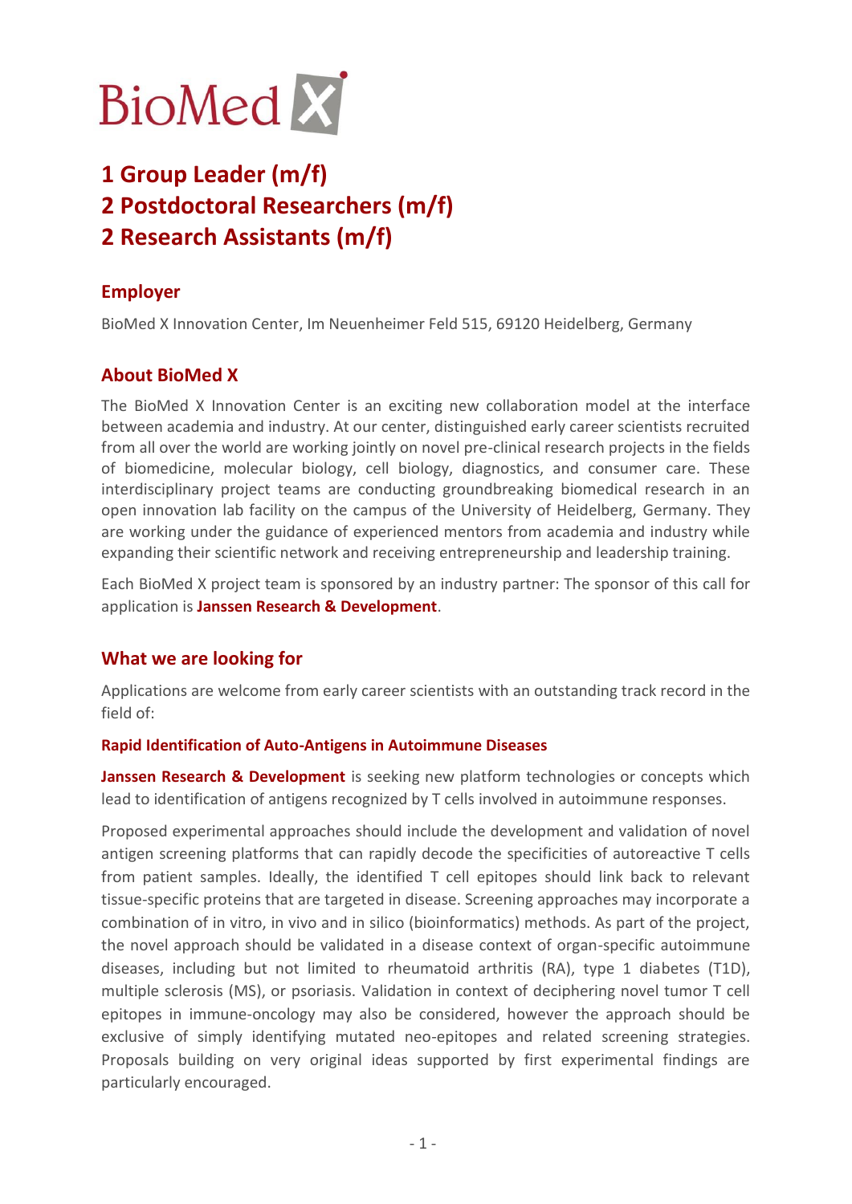BioMed X

# 1 Group Leader (m/f)
# 2 Postdoctoral Researchers (m/f)
# 2 Research Assistants (m/f)

## Employer

BioMed X Innovation Center, Im Neuenheimer Feld 515, 69120 Heidelberg, Germany

## About BioMed X

The BioMed X Innovation Center is an exciting new collaboration model at the interface between academia and industry. At our center, distinguished early career scientists recruited from all over the world are working jointly on novel pre-clinical research projects in the fields of biomedicine, molecular biology, cell biology, diagnostics, and consumer care. These interdisciplinary project teams are conducting groundbreaking biomedical research in an open innovation lab facility on the campus of the University of Heidelberg, Germany. They are working under the guidance of experienced mentors from academia and industry while expanding their scientific network and receiving entrepreneurship and leadership training.

Each BioMed X project team is sponsored by an industry partner: The sponsor of this call for application is **Janssen Research & Development**.

## What we are looking for

Applications are welcome from early career scientists with an outstanding track record in the field of:

### Rapid Identification of Auto-Antigens in Autoimmune Diseases

**Janssen Research & Development** is seeking new platform technologies or concepts which lead to identification of antigens recognized by T cells involved in autoimmune responses.

Proposed experimental approaches should include the development and validation of novel antigen screening platforms that can rapidly decode the specificities of autoreactive T cells from patient samples. Ideally, the identified T cell epitopes should link back to relevant tissue-specific proteins that are targeted in disease. Screening approaches may incorporate a combination of in vitro, in vivo and in silico (bioinformatics) methods. As part of the project, the novel approach should be validated in a disease context of organ-specific autoimmune diseases, including but not limited to rheumatoid arthritis (RA), type 1 diabetes (T1D), multiple sclerosis (MS), or psoriasis. Validation in context of deciphering novel tumor T cell epitopes in immune-oncology may also be considered, however the approach should be exclusive of simply identifying mutated neo-epitopes and related screening strategies. Proposals building on very original ideas supported by first experimental findings are particularly encouraged.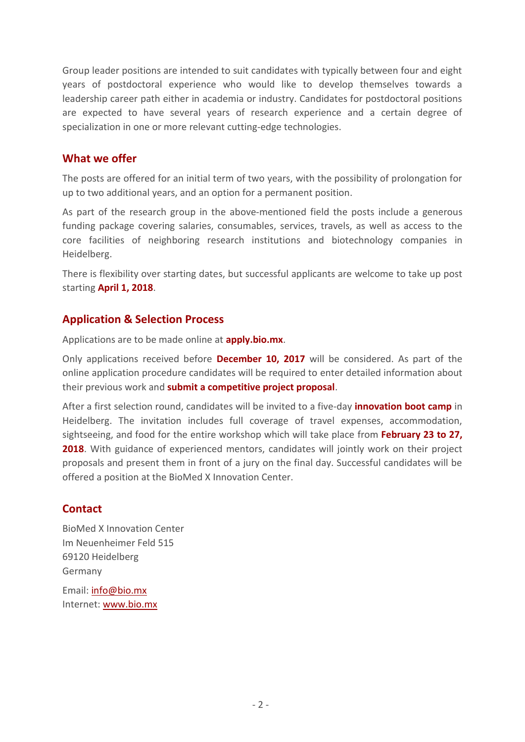Group leader positions are intended to suit candidates with typically between four and eight years of postdoctoral experience who would like to develop themselves towards a leadership career path either in academia or industry. Candidates for postdoctoral positions are expected to have several years of research experience and a certain degree of specialization in one or more relevant cutting-edge technologies.

## What we offer

The posts are offered for an initial term of two years, with the possibility of prolongation for up to two additional years, and an option for a permanent position.

As part of the research group in the above-mentioned field the posts include a generous funding package covering salaries, consumables, services, travels, as well as access to the core facilities of neighboring research institutions and biotechnology companies in Heidelberg.

There is flexibility over starting dates, but successful applicants are welcome to take up post starting **April 1, 2018**.

## Application & Selection Process

Applications are to be made online at **apply.bio.mx**.

Only applications received before **December 10, 2017** will be considered. As part of the online application procedure candidates will be required to enter detailed information about their previous work and **submit a competitive project proposal**.

After a first selection round, candidates will be invited to a five-day **innovation boot camp** in Heidelberg. The invitation includes full coverage of travel expenses, accommodation, sightseeing, and food for the entire workshop which will take place from **February 23 to 27, 2018**. With guidance of experienced mentors, candidates will jointly work on their project proposals and present them in front of a jury on the final day. Successful candidates will be offered a position at the BioMed X Innovation Center.

## Contact

BioMed X Innovation Center
Im Neuenheimer Feld 515
69120 Heidelberg
Germany

Email: info@bio.mx
Internet: www.bio.mx